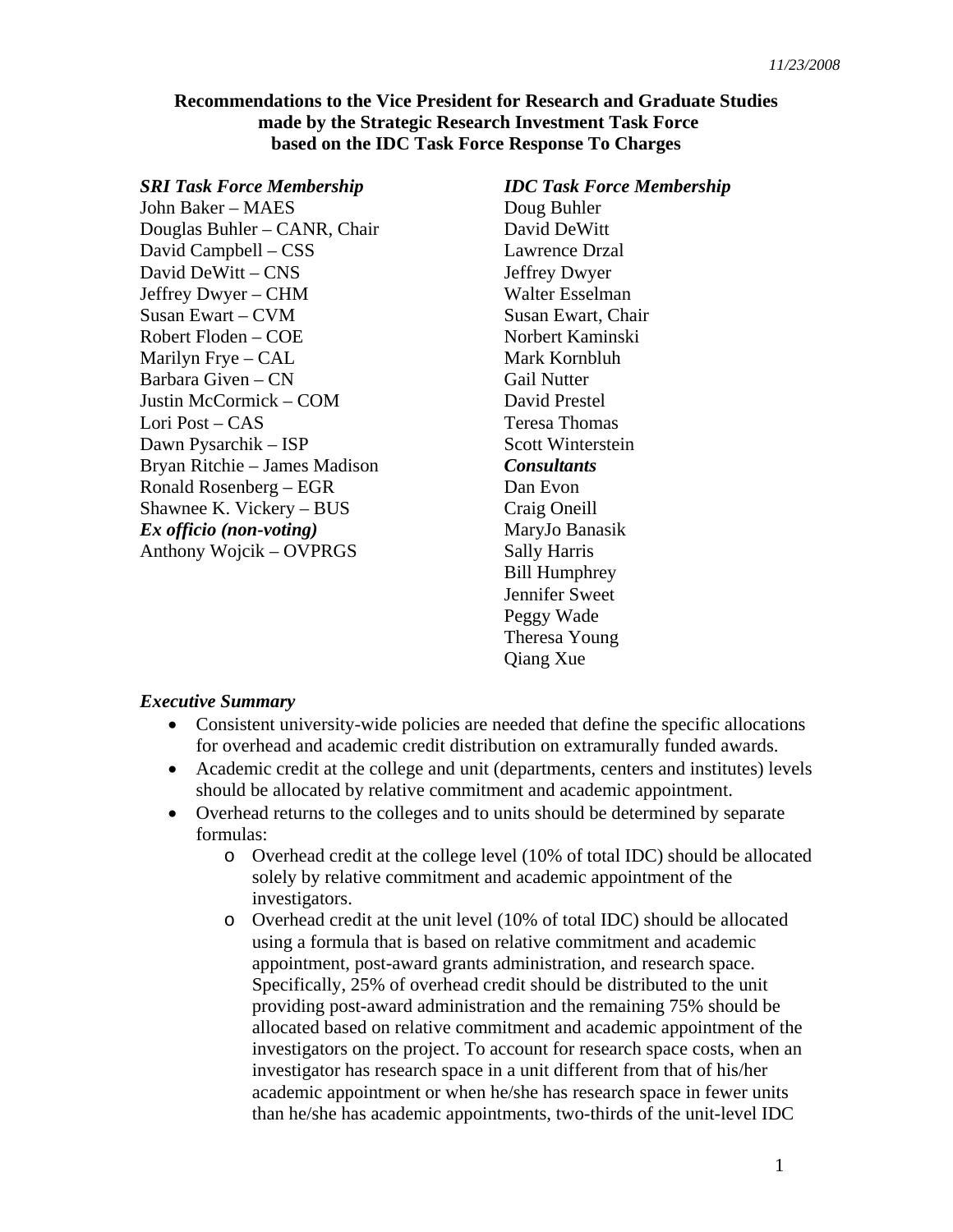11/23/2008

**Recommendations to the Vice President for Research and Graduate Studies made by the Strategic Research Investment Task Force based on the IDC Task Force Response To Charges**

***SRI Task Force Membership***

John Baker – MAES
Douglas Buhler – CANR, Chair
David Campbell – CSS
David DeWitt – CNS
Jeffrey Dwyer – CHM
Susan Ewart – CVM
Robert Floden – COE
Marilyn Frye – CAL
Barbara Given – CN
Justin McCormick – COM
Lori Post – CAS
Dawn Pysarchik – ISP
Bryan Ritchie – James Madison
Ronald Rosenberg – EGR
Shawnee K. Vickery – BUS

***Ex officio (non-voting)***

Anthony Wojcik – OVPRGS

***IDC Task Force Membership***

Doug Buhler
David DeWitt
Lawrence Drzal
Jeffrey Dwyer
Walter Esselman
Susan Ewart, Chair
Norbert Kaminski
Mark Kornbluh
Gail Nutter
David Prestel
Teresa Thomas
Scott Winterstein

***Consultants***

Dan Evon
Craig Oneill
MaryJo Banasik
Sally Harris
Bill Humphrey
Jennifer Sweet
Peggy Wade
Theresa Young
Qiang Xue

***Executive Summary***

- Consistent university-wide policies are needed that define the specific allocations for overhead and academic credit distribution on extramurally funded awards.
- Academic credit at the college and unit (departments, centers and institutes) levels should be allocated by relative commitment and academic appointment.
- Overhead returns to the colleges and to units should be determined by separate formulas:
  - Overhead credit at the college level (10% of total IDC) should be allocated solely by relative commitment and academic appointment of the investigators.
  - Overhead credit at the unit level (10% of total IDC) should be allocated using a formula that is based on relative commitment and academic appointment, post-award grants administration, and research space. Specifically, 25% of overhead credit should be distributed to the unit providing post-award administration and the remaining 75% should be allocated based on relative commitment and academic appointment of the investigators on the project. To account for research space costs, when an investigator has research space in a unit different from that of his/her academic appointment or when he/she has research space in fewer units than he/she has academic appointments, two-thirds of the unit-level IDC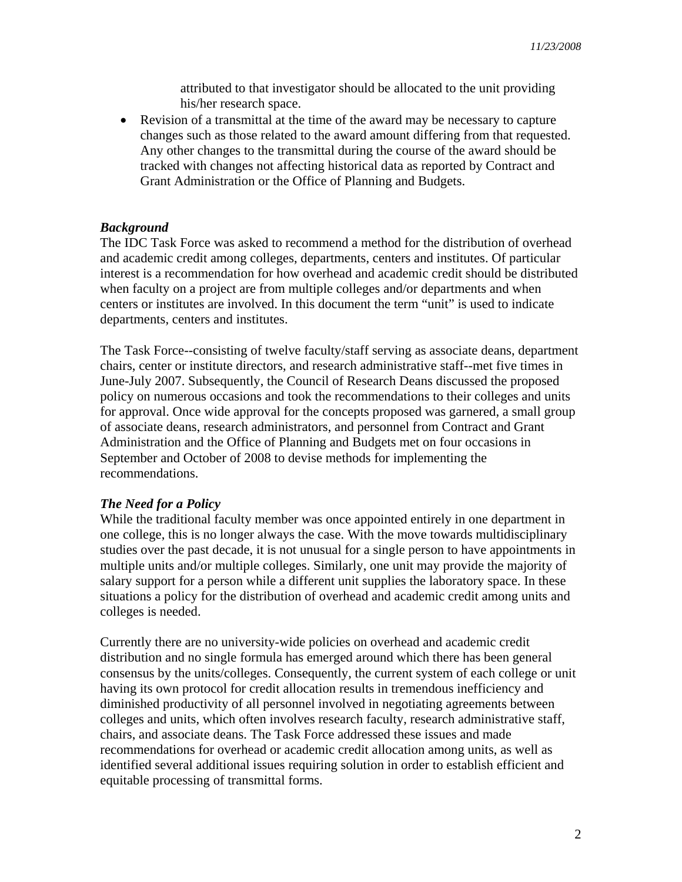attributed to that investigator should be allocated to the unit providing his/her research space.

- Revision of a transmittal at the time of the award may be necessary to capture changes such as those related to the award amount differing from that requested. Any other changes to the transmittal during the course of the award should be tracked with changes not affecting historical data as reported by Contract and Grant Administration or the Office of Planning and Budgets.

***Background***

The IDC Task Force was asked to recommend a method for the distribution of overhead and academic credit among colleges, departments, centers and institutes. Of particular interest is a recommendation for how overhead and academic credit should be distributed when faculty on a project are from multiple colleges and/or departments and when centers or institutes are involved. In this document the term "unit" is used to indicate departments, centers and institutes.

The Task Force--consisting of twelve faculty/staff serving as associate deans, department chairs, center or institute directors, and research administrative staff--met five times in June-July 2007. Subsequently, the Council of Research Deans discussed the proposed policy on numerous occasions and took the recommendations to their colleges and units for approval. Once wide approval for the concepts proposed was garnered, a small group of associate deans, research administrators, and personnel from Contract and Grant Administration and the Office of Planning and Budgets met on four occasions in September and October of 2008 to devise methods for implementing the recommendations.

***The Need for a Policy***

While the traditional faculty member was once appointed entirely in one department in one college, this is no longer always the case. With the move towards multidisciplinary studies over the past decade, it is not unusual for a single person to have appointments in multiple units and/or multiple colleges. Similarly, one unit may provide the majority of salary support for a person while a different unit supplies the laboratory space. In these situations a policy for the distribution of overhead and academic credit among units and colleges is needed.

Currently there are no university-wide policies on overhead and academic credit distribution and no single formula has emerged around which there has been general consensus by the units/colleges. Consequently, the current system of each college or unit having its own protocol for credit allocation results in tremendous inefficiency and diminished productivity of all personnel involved in negotiating agreements between colleges and units, which often involves research faculty, research administrative staff, chairs, and associate deans. The Task Force addressed these issues and made recommendations for overhead or academic credit allocation among units, as well as identified several additional issues requiring solution in order to establish efficient and equitable processing of transmittal forms.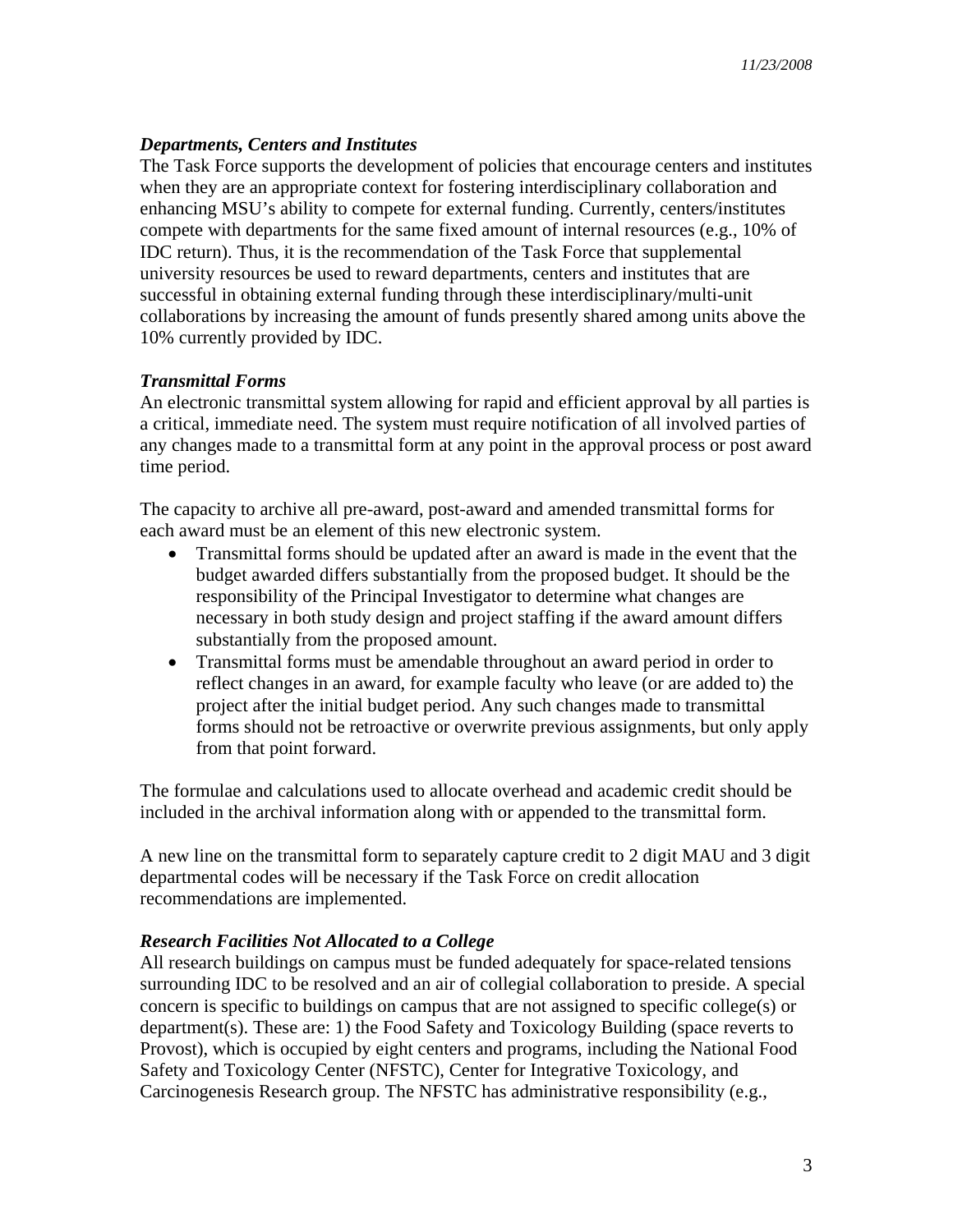***Departments, Centers and Institutes***

The Task Force supports the development of policies that encourage centers and institutes when they are an appropriate context for fostering interdisciplinary collaboration and enhancing MSU's ability to compete for external funding. Currently, centers/institutes compete with departments for the same fixed amount of internal resources (e.g., 10% of IDC return). Thus, it is the recommendation of the Task Force that supplemental university resources be used to reward departments, centers and institutes that are successful in obtaining external funding through these interdisciplinary/multi-unit collaborations by increasing the amount of funds presently shared among units above the 10% currently provided by IDC.

***Transmittal Forms***

An electronic transmittal system allowing for rapid and efficient approval by all parties is a critical, immediate need. The system must require notification of all involved parties of any changes made to a transmittal form at any point in the approval process or post award time period.

The capacity to archive all pre-award, post-award and amended transmittal forms for each award must be an element of this new electronic system.

- Transmittal forms should be updated after an award is made in the event that the budget awarded differs substantially from the proposed budget. It should be the responsibility of the Principal Investigator to determine what changes are necessary in both study design and project staffing if the award amount differs substantially from the proposed amount.
- Transmittal forms must be amendable throughout an award period in order to reflect changes in an award, for example faculty who leave (or are added to) the project after the initial budget period. Any such changes made to transmittal forms should not be retroactive or overwrite previous assignments, but only apply from that point forward.

The formulae and calculations used to allocate overhead and academic credit should be included in the archival information along with or appended to the transmittal form.

A new line on the transmittal form to separately capture credit to 2 digit MAU and 3 digit departmental codes will be necessary if the Task Force on credit allocation recommendations are implemented.

***Research Facilities Not Allocated to a College***

All research buildings on campus must be funded adequately for space-related tensions surrounding IDC to be resolved and an air of collegial collaboration to preside. A special concern is specific to buildings on campus that are not assigned to specific college(s) or department(s). These are: 1) the Food Safety and Toxicology Building (space reverts to Provost), which is occupied by eight centers and programs, including the National Food Safety and Toxicology Center (NFSTC), Center for Integrative Toxicology, and Carcinogenesis Research group. The NFSTC has administrative responsibility (e.g.,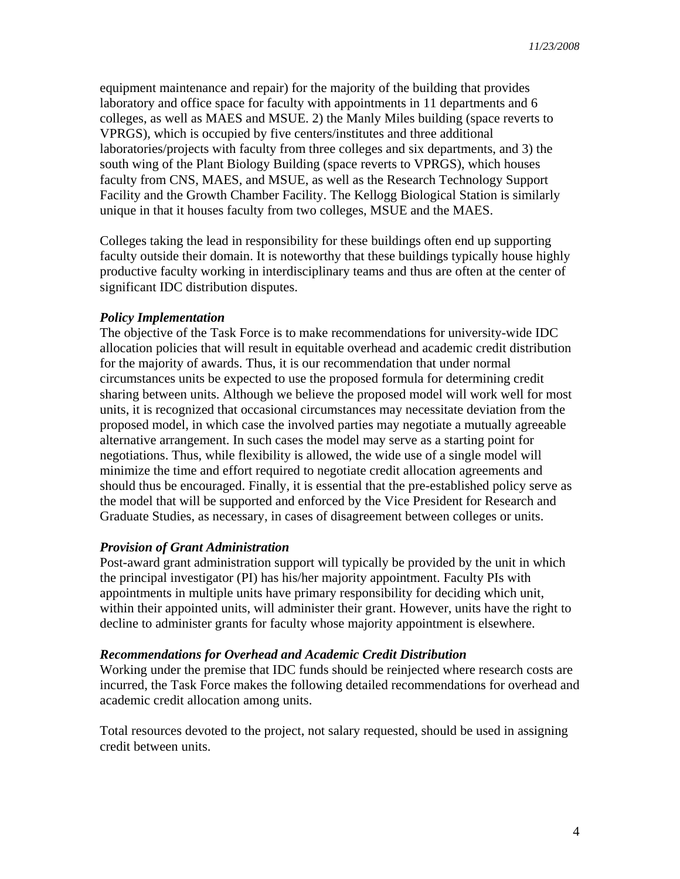equipment maintenance and repair) for the majority of the building that provides laboratory and office space for faculty with appointments in 11 departments and 6 colleges, as well as MAES and MSUE. 2) the Manly Miles building (space reverts to VPRGS), which is occupied by five centers/institutes and three additional laboratories/projects with faculty from three colleges and six departments, and 3) the south wing of the Plant Biology Building (space reverts to VPRGS), which houses faculty from CNS, MAES, and MSUE, as well as the Research Technology Support Facility and the Growth Chamber Facility. The Kellogg Biological Station is similarly unique in that it houses faculty from two colleges, MSUE and the MAES.

Colleges taking the lead in responsibility for these buildings often end up supporting faculty outside their domain. It is noteworthy that these buildings typically house highly productive faculty working in interdisciplinary teams and thus are often at the center of significant IDC distribution disputes.

***Policy Implementation***

The objective of the Task Force is to make recommendations for university-wide IDC allocation policies that will result in equitable overhead and academic credit distribution for the majority of awards. Thus, it is our recommendation that under normal circumstances units be expected to use the proposed formula for determining credit sharing between units. Although we believe the proposed model will work well for most units, it is recognized that occasional circumstances may necessitate deviation from the proposed model, in which case the involved parties may negotiate a mutually agreeable alternative arrangement. In such cases the model may serve as a starting point for negotiations. Thus, while flexibility is allowed, the wide use of a single model will minimize the time and effort required to negotiate credit allocation agreements and should thus be encouraged. Finally, it is essential that the pre-established policy serve as the model that will be supported and enforced by the Vice President for Research and Graduate Studies, as necessary, in cases of disagreement between colleges or units.

***Provision of Grant Administration***

Post-award grant administration support will typically be provided by the unit in which the principal investigator (PI) has his/her majority appointment. Faculty PIs with appointments in multiple units have primary responsibility for deciding which unit, within their appointed units, will administer their grant. However, units have the right to decline to administer grants for faculty whose majority appointment is elsewhere.

***Recommendations for Overhead and Academic Credit Distribution***

Working under the premise that IDC funds should be reinjected where research costs are incurred, the Task Force makes the following detailed recommendations for overhead and academic credit allocation among units.

Total resources devoted to the project, not salary requested, should be used in assigning credit between units.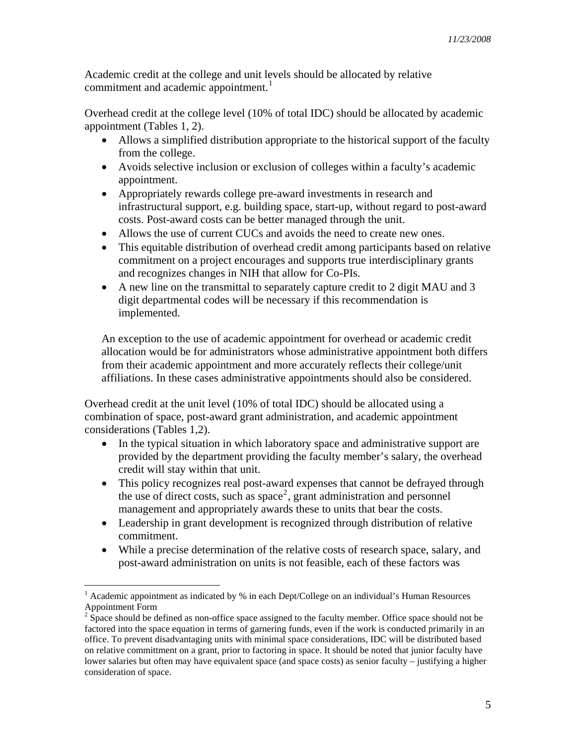Academic credit at the college and unit levels should be allocated by relative commitment and academic appointment.[1]

Overhead credit at the college level (10% of total IDC) should be allocated by academic appointment (Tables 1, 2).

- Allows a simplified distribution appropriate to the historical support of the faculty from the college.
- Avoids selective inclusion or exclusion of colleges within a faculty's academic appointment.
- Appropriately rewards college pre-award investments in research and infrastructural support, e.g. building space, start-up, without regard to post-award costs. Post-award costs can be better managed through the unit.
- Allows the use of current CUCs and avoids the need to create new ones.
- This equitable distribution of overhead credit among participants based on relative commitment on a project encourages and supports true interdisciplinary grants and recognizes changes in NIH that allow for Co-PIs.
- A new line on the transmittal to separately capture credit to 2 digit MAU and 3 digit departmental codes will be necessary if this recommendation is implemented.

An exception to the use of academic appointment for overhead or academic credit allocation would be for administrators whose administrative appointment both differs from their academic appointment and more accurately reflects their college/unit affiliations. In these cases administrative appointments should also be considered.

Overhead credit at the unit level (10% of total IDC) should be allocated using a combination of space, post-award grant administration, and academic appointment considerations (Tables 1,2).

- In the typical situation in which laboratory space and administrative support are provided by the department providing the faculty member's salary, the overhead credit will stay within that unit.
- This policy recognizes real post-award expenses that cannot be defrayed through the use of direct costs, such as space[2], grant administration and personnel management and appropriately awards these to units that bear the costs.
- Leadership in grant development is recognized through distribution of relative commitment.
- While a precise determination of the relative costs of research space, salary, and post-award administration on units is not feasible, each of these factors was

---

[1] Academic appointment as indicated by % in each Dept/College on an individual's Human Resources Appointment Form

[2] Space should be defined as non-office space assigned to the faculty member. Office space should not be factored into the space equation in terms of garnering funds, even if the work is conducted primarily in an office. To prevent disadvantaging units with minimal space considerations, IDC will be distributed based on relative committment on a grant, prior to factoring in space. It should be noted that junior faculty have lower salaries but often may have equivalent space (and space costs) as senior faculty – justifying a higher consideration of space.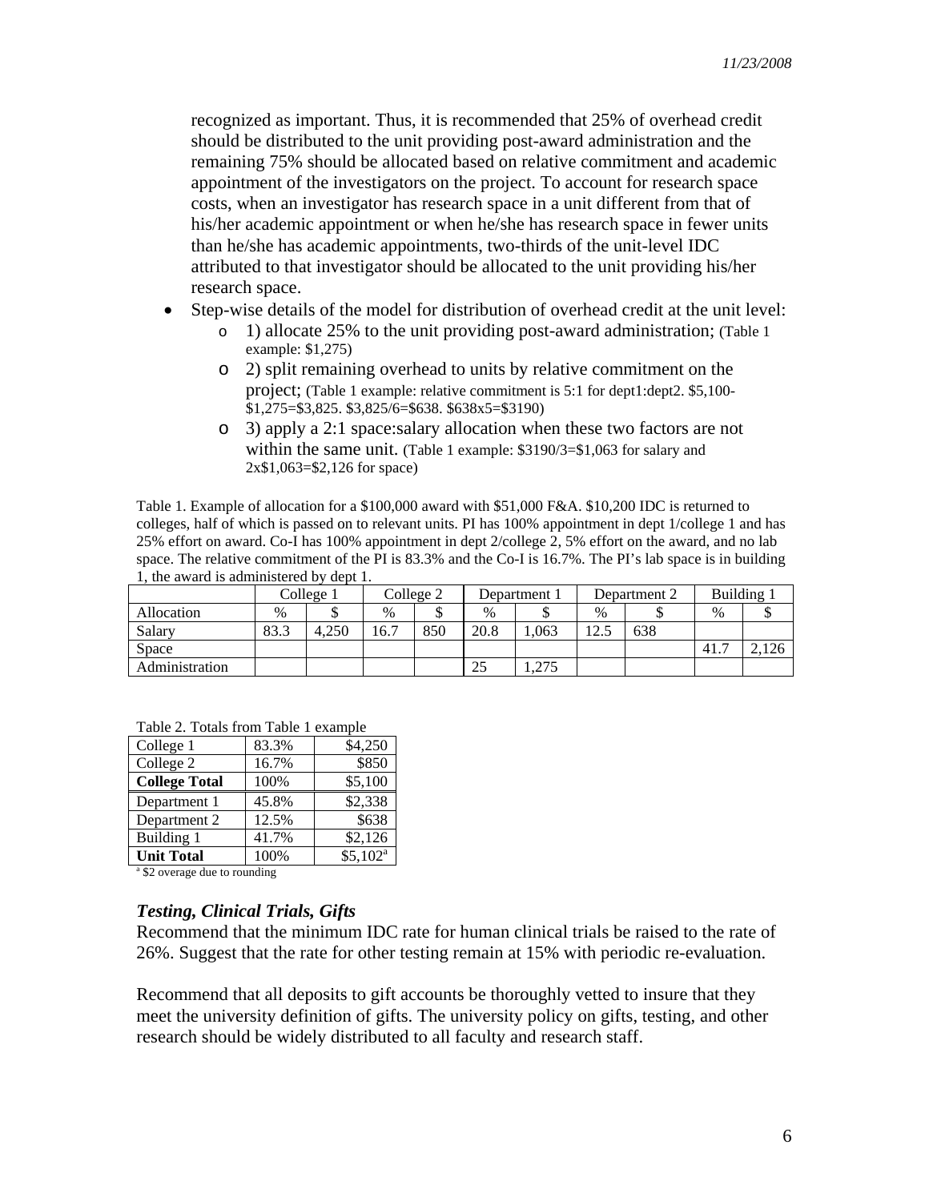recognized as important. Thus, it is recommended that 25% of overhead credit should be distributed to the unit providing post-award administration and the remaining 75% should be allocated based on relative commitment and academic appointment of the investigators on the project. To account for research space costs, when an investigator has research space in a unit different from that of his/her academic appointment or when he/she has research space in fewer units than he/she has academic appointments, two-thirds of the unit-level IDC attributed to that investigator should be allocated to the unit providing his/her research space.

- Step-wise details of the model for distribution of overhead credit at the unit level:
  - 1) allocate 25% to the unit providing post-award administration; (Table 1 example: $1,275)
  - 2) split remaining overhead to units by relative commitment on the project; (Table 1 example: relative commitment is 5:1 for dept1:dept2. $5,100-$1,275=$3,825. $3,825/6=$638. $638x5=$3190)
  - 3) apply a 2:1 space:salary allocation when these two factors are not within the same unit. (Table 1 example: $3190/3=$1,063 for salary and 2x$1,063=$2,126 for space)

Table 1. Example of allocation for a $100,000 award with $51,000 F&A. $10,200 IDC is returned to colleges, half of which is passed on to relevant units. PI has 100% appointment in dept 1/college 1 and has 25% effort on award. Co-I has 100% appointment in dept 2/college 2, 5% effort on the award, and no lab space. The relative commitment of the PI is 83.3% and the Co-I is 16.7%. The PI's lab space is in building 1, the award is administered by dept 1.

| | College 1 | | College 2 | | Department 1 | | Department 2 | | Building 1 | |
|---|---|---|---|---|---|---|---|---|---|---|
| Allocation | % | $ | % | $ | % | $ | % | $ | % | $ |
| Salary | 83.3 | 4,250 | 16.7 | 850 | 20.8 | 1,063 | 12.5 | 638 | | |
| Space | | | | | | | | | 41.7 | 2,126 |
| Administration | | | | | 25 | 1,275 | | | | |

Table 2. Totals from Table 1 example

| | | |
|---|---|---|
| College 1 | 83.3% | $4,250 |
| College 2 | 16.7% | $850 |
| **College Total** | 100% | $5,100 |
| Department 1 | 45.8% | $2,338 |
| Department 2 | 12.5% | $638 |
| Building 1 | 41.7% | $2,126 |
| **Unit Total** | 100% | $5,102[a] |

[a] $2 overage due to rounding

### *Testing, Clinical Trials, Gifts*

Recommend that the minimum IDC rate for human clinical trials be raised to the rate of 26%. Suggest that the rate for other testing remain at 15% with periodic re-evaluation.

Recommend that all deposits to gift accounts be thoroughly vetted to insure that they meet the university definition of gifts. The university policy on gifts, testing, and other research should be widely distributed to all faculty and research staff.